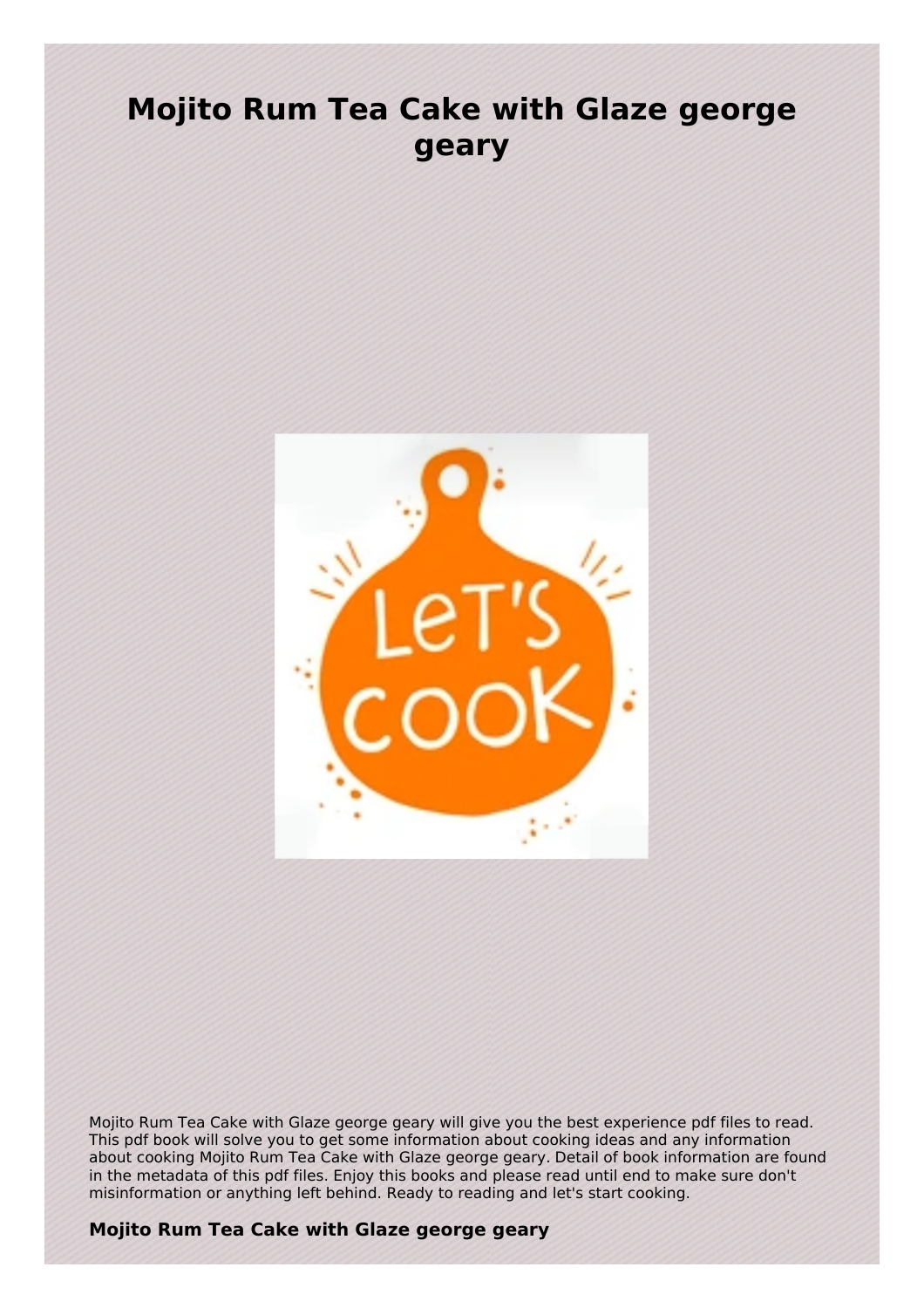# Mojito Rum Tea Cake with Glaze george geary

Mojito Rum Tea Cake with Glaze george geary will give you the best experience pdf files to read. This pdf book will solve you to get some information about cooking ideas and any information about cooking Mojito Rum Tea Cake with Glaze george geary. Detail of book information are found in the metadata of this pdf files. Enjoy this books and please read until end to make sure don't misinformation or anything left behind. Ready to reading and let's start cooking.

**Mojito Rum Tea Cake with Glaze george geary**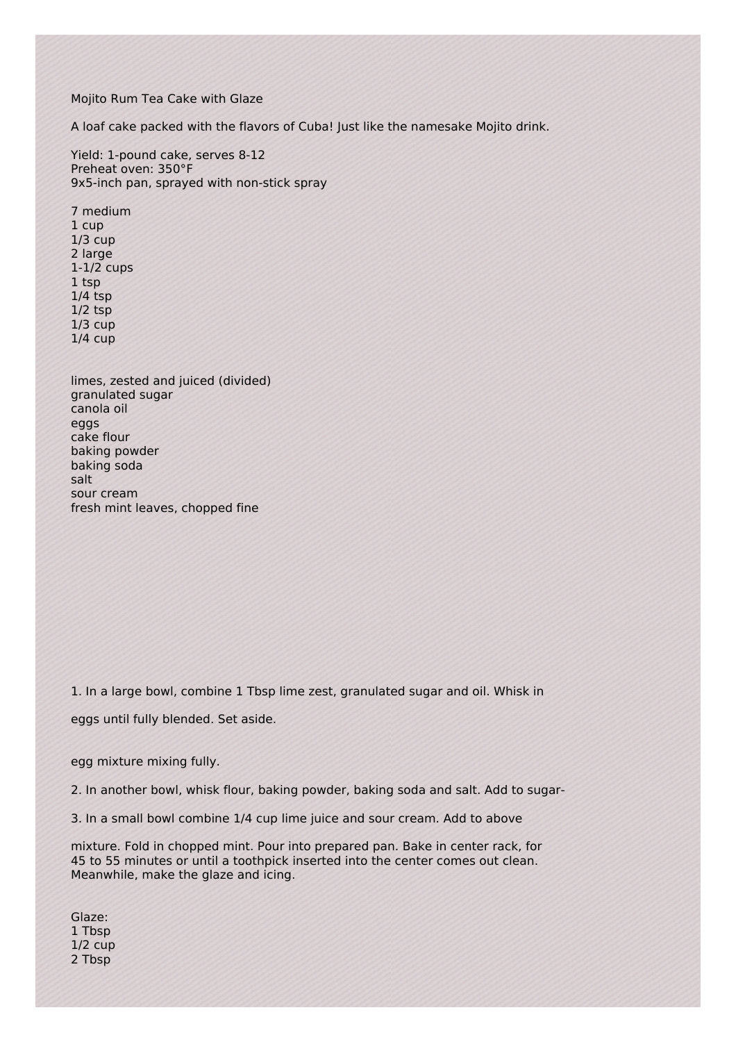Mojito Rum Tea Cake with Glaze

A loaf cake packed with the flavors of Cuba! Just like the namesake Mojito drink.

Yield: 1-pound cake, serves 8-12
Preheat oven: 350°F
9x5-inch pan, sprayed with non-stick spray

| Quantity | Ingredient |
|---|---|
| 7 medium | limes, zested and juiced (divided) |
| 1 cup | granulated sugar |
| 1/3 cup | canola oil |
| 2 large | eggs |
| 1-1/2 cups | cake flour |
| 1 tsp | baking powder |
| 1/4 tsp | baking soda |
| 1/2 tsp | salt |
| 1/3 cup | sour cream |
| 1/4 cup | fresh mint leaves, chopped fine |

1. In a large bowl, combine 1 Tbsp lime zest, granulated sugar and oil. Whisk in

eggs until fully blended. Set aside.

egg mixture mixing fully.

2. In another bowl, whisk flour, baking powder, baking soda and salt. Add to sugar-

3. In a small bowl combine 1/4 cup lime juice and sour cream. Add to above

mixture. Fold in chopped mint. Pour into prepared pan. Bake in center rack, for 45 to 55 minutes or until a toothpick inserted into the center comes out clean. Meanwhile, make the glaze and icing.

Glaze:
1 Tbsp
1/2 cup
2 Tbsp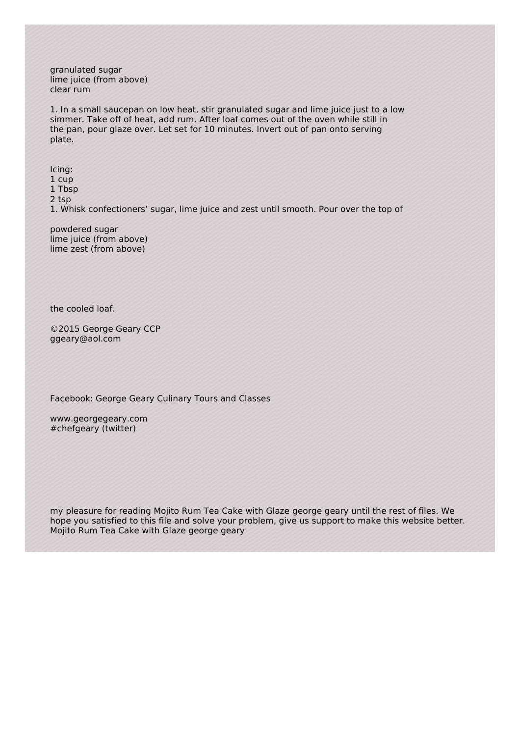granulated sugar
lime juice (from above)
clear rum

1. In a small saucepan on low heat, stir granulated sugar and lime juice just to a low simmer. Take off of heat, add rum. After loaf comes out of the oven while still in the pan, pour glaze over. Let set for 10 minutes. Invert out of pan onto serving plate.

Icing:
1 cup
1 Tbsp
2 tsp

1. Whisk confectioners' sugar, lime juice and zest until smooth. Pour over the top of

powdered sugar
lime juice (from above)
lime zest (from above)

the cooled loaf.

©2015 George Geary CCP
ggeary@aol.com

Facebook: George Geary Culinary Tours and Classes

www.georgegeary.com
#chefgeary (twitter)

my pleasure for reading Mojito Rum Tea Cake with Glaze george geary until the rest of files. We hope you satisfied to this file and solve your problem, give us support to make this website better. Mojito Rum Tea Cake with Glaze george geary